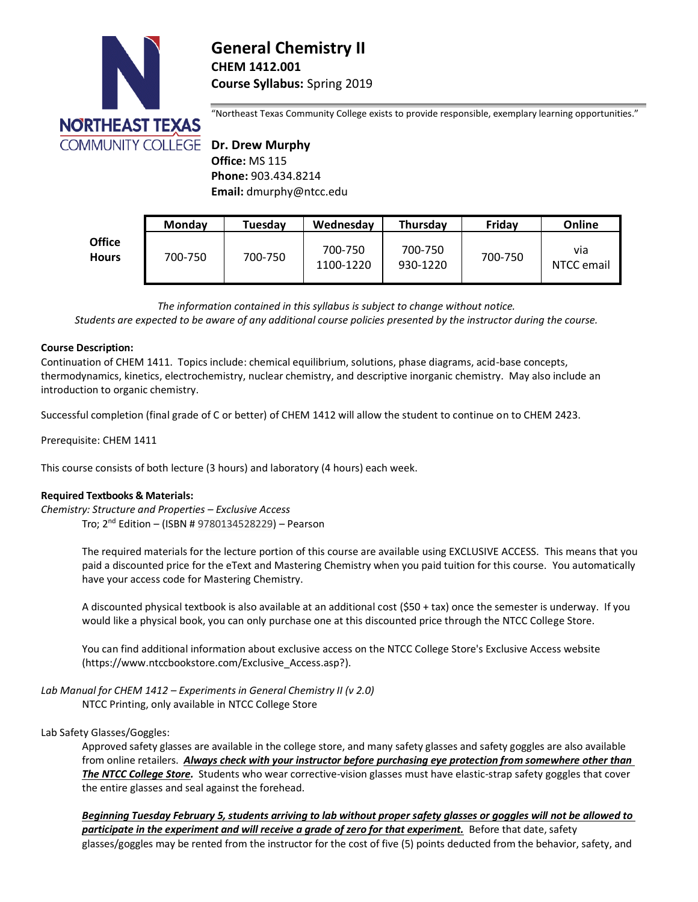# General Chemistry II

**CHEM 1412.001**

**Course Syllabus:** Spring 2019

"Northeast Texas Community College exists to provide responsible, exemplary learning opportunities."

**Dr. Drew Murphy**
**Office:** MS 115
**Phone:** 903.434.8214
**Email:** dmurphy@ntcc.edu

| | Monday | Tuesday | Wednesday | Thursday | Friday | Online |
|---|---|---|---|---|---|---|
| **Office Hours** | 700-750 | 700-750 | 700-750<br>1100-1220 | 700-750<br>930-1220 | 700-750 | via NTCC email |

*The information contained in this syllabus is subject to change without notice.*
*Students are expected to be aware of any additional course policies presented by the instructor during the course.*

**Course Description:**

Continuation of CHEM 1411. Topics include: chemical equilibrium, solutions, phase diagrams, acid-base concepts, thermodynamics, kinetics, electrochemistry, nuclear chemistry, and descriptive inorganic chemistry. May also include an introduction to organic chemistry.

Successful completion (final grade of C or better) of CHEM 1412 will allow the student to continue on to CHEM 2423.

Prerequisite: CHEM 1411

This course consists of both lecture (3 hours) and laboratory (4 hours) each week.

**Required Textbooks & Materials:**

*Chemistry: Structure and Properties – Exclusive Access*
Tro; 2nd Edition – (ISBN # 9780134528229) – Pearson

The required materials for the lecture portion of this course are available using EXCLUSIVE ACCESS. This means that you paid a discounted price for the eText and Mastering Chemistry when you paid tuition for this course. You automatically have your access code for Mastering Chemistry.

A discounted physical textbook is also available at an additional cost ($50 + tax) once the semester is underway. If you would like a physical book, you can only purchase one at this discounted price through the NTCC College Store.

You can find additional information about exclusive access on the NTCC College Store's Exclusive Access website (https://www.ntccbookstore.com/Exclusive_Access.asp?).

*Lab Manual for CHEM 1412 – Experiments in General Chemistry II (v 2.0)*
NTCC Printing, only available in NTCC College Store

Lab Safety Glasses/Goggles:

Approved safety glasses are available in the college store, and many safety glasses and safety goggles are also available from online retailers. ***Always check with your instructor before purchasing eye protection from somewhere other than The NTCC College Store.*** Students who wear corrective-vision glasses must have elastic-strap safety goggles that cover the entire glasses and seal against the forehead.

***Beginning Tuesday February 5, students arriving to lab without proper safety glasses or goggles will not be allowed to participate in the experiment and will receive a grade of zero for that experiment.*** Before that date, safety glasses/goggles may be rented from the instructor for the cost of five (5) points deducted from the behavior, safety, and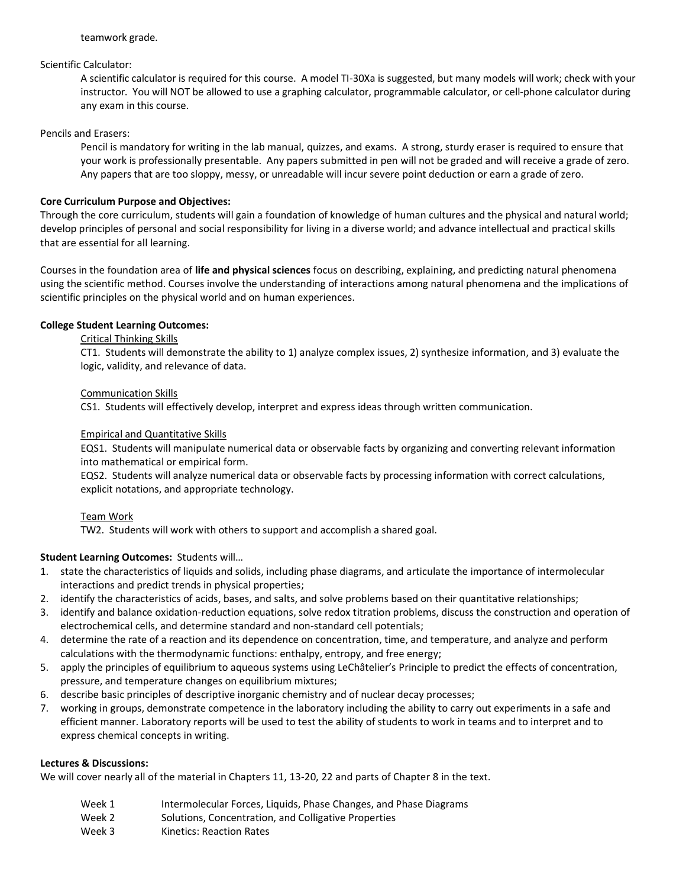teamwork grade.

Scientific Calculator:

A scientific calculator is required for this course. A model TI-30Xa is suggested, but many models will work; check with your instructor. You will NOT be allowed to use a graphing calculator, programmable calculator, or cell-phone calculator during any exam in this course.

Pencils and Erasers:

Pencil is mandatory for writing in the lab manual, quizzes, and exams. A strong, sturdy eraser is required to ensure that your work is professionally presentable. Any papers submitted in pen will not be graded and will receive a grade of zero. Any papers that are too sloppy, messy, or unreadable will incur severe point deduction or earn a grade of zero.

**Core Curriculum Purpose and Objectives:**

Through the core curriculum, students will gain a foundation of knowledge of human cultures and the physical and natural world; develop principles of personal and social responsibility for living in a diverse world; and advance intellectual and practical skills that are essential for all learning.

Courses in the foundation area of **life and physical sciences** focus on describing, explaining, and predicting natural phenomena using the scientific method. Courses involve the understanding of interactions among natural phenomena and the implications of scientific principles on the physical world and on human experiences.

**College Student Learning Outcomes:**

Critical Thinking Skills

CT1. Students will demonstrate the ability to 1) analyze complex issues, 2) synthesize information, and 3) evaluate the logic, validity, and relevance of data.

Communication Skills

CS1. Students will effectively develop, interpret and express ideas through written communication.

Empirical and Quantitative Skills

EQS1. Students will manipulate numerical data or observable facts by organizing and converting relevant information into mathematical or empirical form.

EQS2. Students will analyze numerical data or observable facts by processing information with correct calculations, explicit notations, and appropriate technology.

Team Work

TW2. Students will work with others to support and accomplish a shared goal.

**Student Learning Outcomes:** Students will…

1. state the characteristics of liquids and solids, including phase diagrams, and articulate the importance of intermolecular interactions and predict trends in physical properties;
2. identify the characteristics of acids, bases, and salts, and solve problems based on their quantitative relationships;
3. identify and balance oxidation-reduction equations, solve redox titration problems, discuss the construction and operation of electrochemical cells, and determine standard and non-standard cell potentials;
4. determine the rate of a reaction and its dependence on concentration, time, and temperature, and analyze and perform calculations with the thermodynamic functions: enthalpy, entropy, and free energy;
5. apply the principles of equilibrium to aqueous systems using LeChâtelier's Principle to predict the effects of concentration, pressure, and temperature changes on equilibrium mixtures;
6. describe basic principles of descriptive inorganic chemistry and of nuclear decay processes;
7. working in groups, demonstrate competence in the laboratory including the ability to carry out experiments in a safe and efficient manner. Laboratory reports will be used to test the ability of students to work in teams and to interpret and to express chemical concepts in writing.

**Lectures & Discussions:**

We will cover nearly all of the material in Chapters 11, 13-20, 22 and parts of Chapter 8 in the text.

| | |
|---|---|
| Week 1 | Intermolecular Forces, Liquids, Phase Changes, and Phase Diagrams |
| Week 2 | Solutions, Concentration, and Colligative Properties |
| Week 3 | Kinetics: Reaction Rates |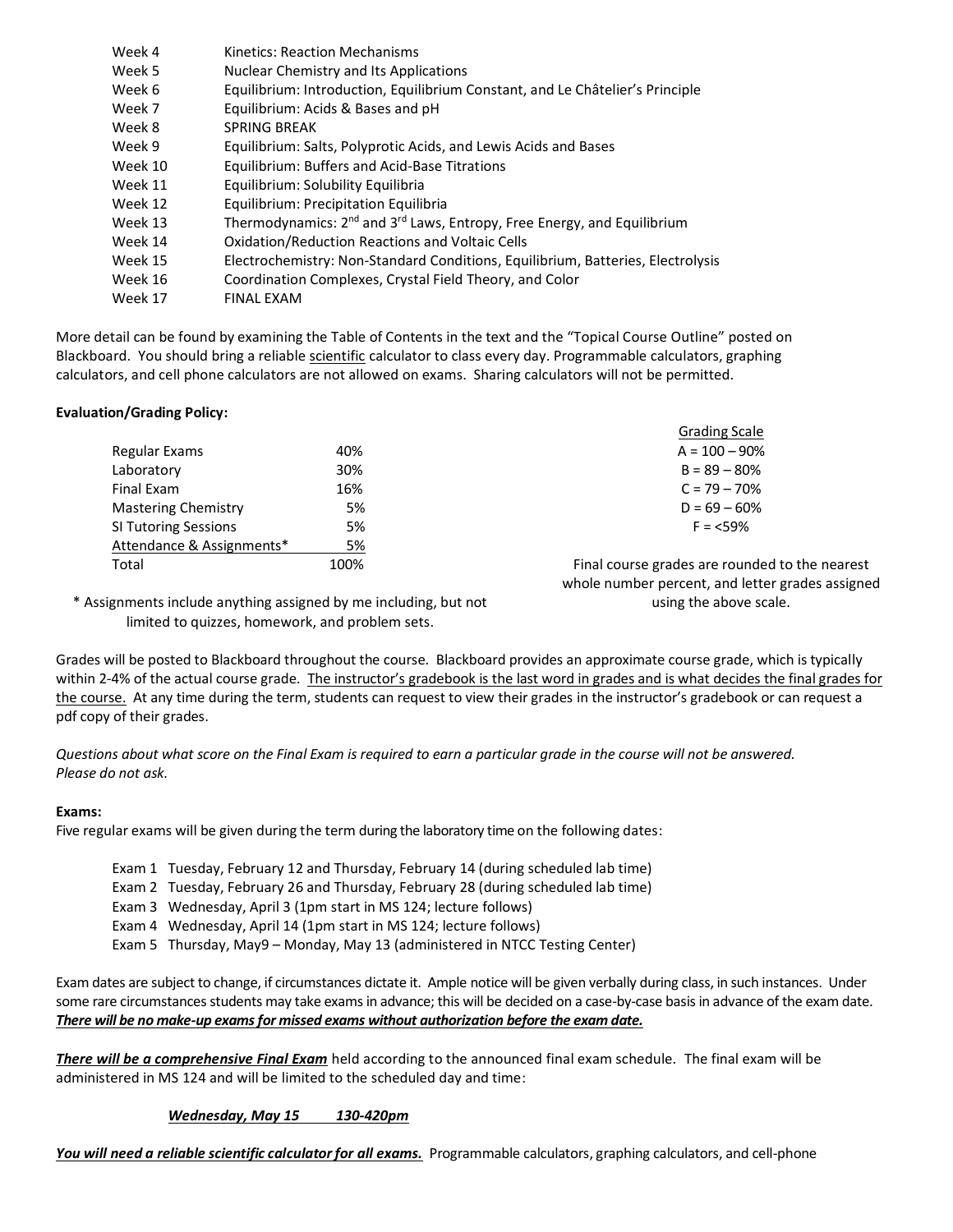| | |
|---|---|
| Week 4 | Kinetics: Reaction Mechanisms |
| Week 5 | Nuclear Chemistry and Its Applications |
| Week 6 | Equilibrium: Introduction, Equilibrium Constant, and Le Châtelier's Principle |
| Week 7 | Equilibrium: Acids & Bases and pH |
| Week 8 | SPRING BREAK |
| Week 9 | Equilibrium: Salts, Polyprotic Acids, and Lewis Acids and Bases |
| Week 10 | Equilibrium: Buffers and Acid-Base Titrations |
| Week 11 | Equilibrium: Solubility Equilibria |
| Week 12 | Equilibrium: Precipitation Equilibria |
| Week 13 | Thermodynamics: 2nd and 3rd Laws, Entropy, Free Energy, and Equilibrium |
| Week 14 | Oxidation/Reduction Reactions and Voltaic Cells |
| Week 15 | Electrochemistry: Non-Standard Conditions, Equilibrium, Batteries, Electrolysis |
| Week 16 | Coordination Complexes, Crystal Field Theory, and Color |
| Week 17 | FINAL EXAM |

More detail can be found by examining the Table of Contents in the text and the "Topical Course Outline" posted on Blackboard. You should bring a reliable scientific calculator to class every day. Programmable calculators, graphing calculators, and cell phone calculators are not allowed on exams. Sharing calculators will not be permitted.

**Evaluation/Grading Policy:**

| Component | Weight |
|---|---|
| Regular Exams | 40% |
| Laboratory | 30% |
| Final Exam | 16% |
| Mastering Chemistry | 5% |
| SI Tutoring Sessions | 5% |
| Attendance & Assignments* | 5% |
| Total | 100% |

\* Assignments include anything assigned by me including, but not limited to quizzes, homework, and problem sets.

| Grading Scale |
|---|
| A = 100 – 90% |
| B = 89 – 80% |
| C = 79 – 70% |
| D = 69 – 60% |
| F = <59% |

Final course grades are rounded to the nearest whole number percent, and letter grades assigned using the above scale.

Grades will be posted to Blackboard throughout the course. Blackboard provides an approximate course grade, which is typically within 2-4% of the actual course grade. The instructor's gradebook is the last word in grades and is what decides the final grades for the course. At any time during the term, students can request to view their grades in the instructor's gradebook or can request a pdf copy of their grades.

*Questions about what score on the Final Exam is required to earn a particular grade in the course will not be answered. Please do not ask.*

**Exams:**

Five regular exams will be given during the term during the laboratory time on the following dates:

- Exam 1 Tuesday, February 12 and Thursday, February 14 (during scheduled lab time)
- Exam 2 Tuesday, February 26 and Thursday, February 28 (during scheduled lab time)
- Exam 3 Wednesday, April 3 (1pm start in MS 124; lecture follows)
- Exam 4 Wednesday, April 14 (1pm start in MS 124; lecture follows)
- Exam 5 Thursday, May9 – Monday, May 13 (administered in NTCC Testing Center)

Exam dates are subject to change, if circumstances dictate it. Ample notice will be given verbally during class, in such instances. Under some rare circumstances students may take exams in advance; this will be decided on a case-by-case basis in advance of the exam date. ***There will be no make-up exams for missed exams without authorization before the exam date.***

***There will be a comprehensive Final Exam*** held according to the announced final exam schedule. The final exam will be administered in MS 124 and will be limited to the scheduled day and time:

***Wednesday, May 15 130-420pm***

***You will need a reliable scientific calculator for all exams.*** Programmable calculators, graphing calculators, and cell-phone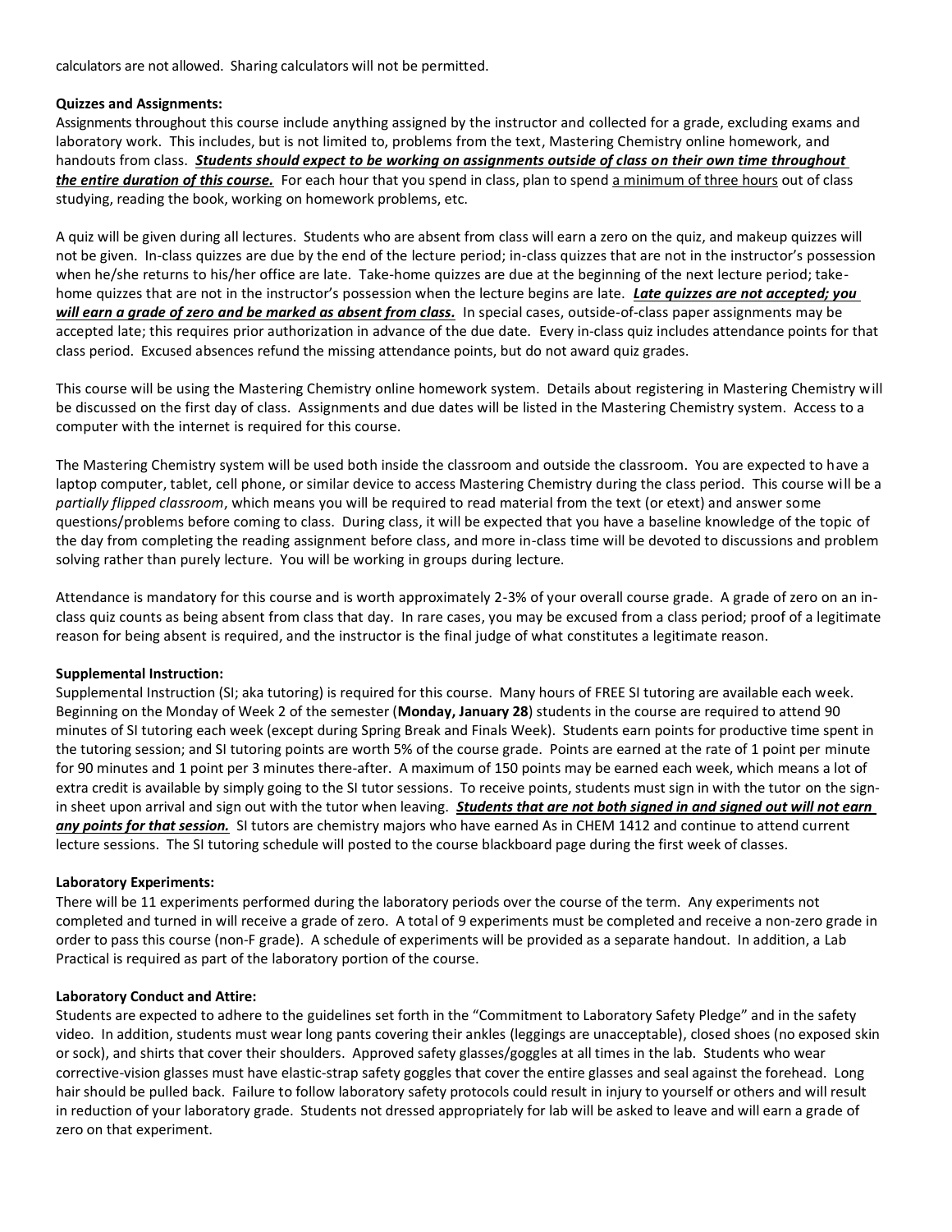calculators are not allowed. Sharing calculators will not be permitted.

**Quizzes and Assignments:**

Assignments throughout this course include anything assigned by the instructor and collected for a grade, excluding exams and laboratory work. This includes, but is not limited to, problems from the text, Mastering Chemistry online homework, and handouts from class. ***Students should expect to be working on assignments outside of class on their own time throughout the entire duration of this course.*** For each hour that you spend in class, plan to spend a minimum of three hours out of class studying, reading the book, working on homework problems, etc.

A quiz will be given during all lectures. Students who are absent from class will earn a zero on the quiz, and makeup quizzes will not be given. In-class quizzes are due by the end of the lecture period; in-class quizzes that are not in the instructor's possession when he/she returns to his/her office are late. Take-home quizzes are due at the beginning of the next lecture period; take-home quizzes that are not in the instructor's possession when the lecture begins are late. ***Late quizzes are not accepted; you will earn a grade of zero and be marked as absent from class.*** In special cases, outside-of-class paper assignments may be accepted late; this requires prior authorization in advance of the due date. Every in-class quiz includes attendance points for that class period. Excused absences refund the missing attendance points, but do not award quiz grades.

This course will be using the Mastering Chemistry online homework system. Details about registering in Mastering Chemistry will be discussed on the first day of class. Assignments and due dates will be listed in the Mastering Chemistry system. Access to a computer with the internet is required for this course.

The Mastering Chemistry system will be used both inside the classroom and outside the classroom. You are expected to have a laptop computer, tablet, cell phone, or similar device to access Mastering Chemistry during the class period. This course will be a *partially flipped classroom*, which means you will be required to read material from the text (or etext) and answer some questions/problems before coming to class. During class, it will be expected that you have a baseline knowledge of the topic of the day from completing the reading assignment before class, and more in-class time will be devoted to discussions and problem solving rather than purely lecture. You will be working in groups during lecture.

Attendance is mandatory for this course and is worth approximately 2-3% of your overall course grade. A grade of zero on an in-class quiz counts as being absent from class that day. In rare cases, you may be excused from a class period; proof of a legitimate reason for being absent is required, and the instructor is the final judge of what constitutes a legitimate reason.

**Supplemental Instruction:**

Supplemental Instruction (SI; aka tutoring) is required for this course. Many hours of FREE SI tutoring are available each week. Beginning on the Monday of Week 2 of the semester (**Monday, January 28**) students in the course are required to attend 90 minutes of SI tutoring each week (except during Spring Break and Finals Week). Students earn points for productive time spent in the tutoring session; and SI tutoring points are worth 5% of the course grade. Points are earned at the rate of 1 point per minute for 90 minutes and 1 point per 3 minutes there-after. A maximum of 150 points may be earned each week, which means a lot of extra credit is available by simply going to the SI tutor sessions. To receive points, students must sign in with the tutor on the sign-in sheet upon arrival and sign out with the tutor when leaving. ***Students that are not both signed in and signed out will not earn any points for that session.*** SI tutors are chemistry majors who have earned As in CHEM 1412 and continue to attend current lecture sessions. The SI tutoring schedule will posted to the course blackboard page during the first week of classes.

**Laboratory Experiments:**

There will be 11 experiments performed during the laboratory periods over the course of the term. Any experiments not completed and turned in will receive a grade of zero. A total of 9 experiments must be completed and receive a non-zero grade in order to pass this course (non-F grade). A schedule of experiments will be provided as a separate handout. In addition, a Lab Practical is required as part of the laboratory portion of the course.

**Laboratory Conduct and Attire:**

Students are expected to adhere to the guidelines set forth in the "Commitment to Laboratory Safety Pledge" and in the safety video. In addition, students must wear long pants covering their ankles (leggings are unacceptable), closed shoes (no exposed skin or sock), and shirts that cover their shoulders. Approved safety glasses/goggles at all times in the lab. Students who wear corrective-vision glasses must have elastic-strap safety goggles that cover the entire glasses and seal against the forehead. Long hair should be pulled back. Failure to follow laboratory safety protocols could result in injury to yourself or others and will result in reduction of your laboratory grade. Students not dressed appropriately for lab will be asked to leave and will earn a grade of zero on that experiment.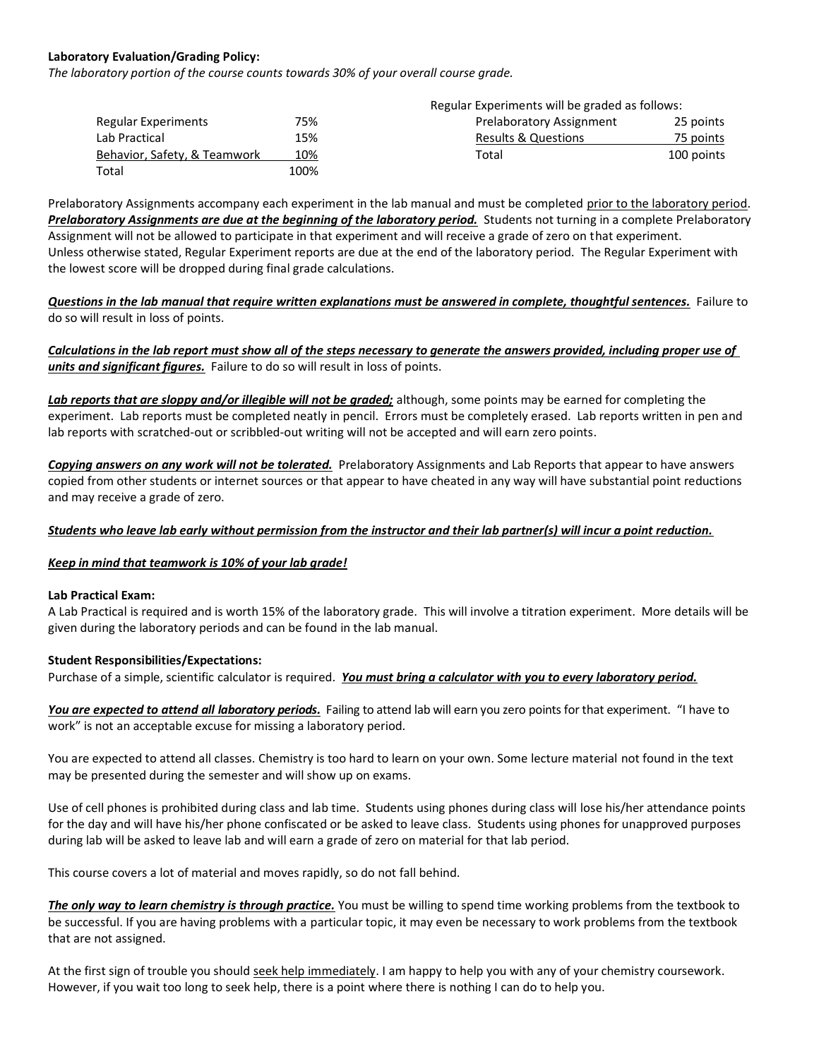**Laboratory Evaluation/Grading Policy:**

*The laboratory portion of the course counts towards 30% of your overall course grade.*

| | |
|---|---|
| Regular Experiments | 75% |
| Lab Practical | 15% |
| Behavior, Safety, & Teamwork | 10% |
| Total | 100% |

Regular Experiments will be graded as follows:

| | |
|---|---|
| Prelaboratory Assignment | 25 points |
| Results & Questions | 75 points |
| Total | 100 points |

Prelaboratory Assignments accompany each experiment in the lab manual and must be completed prior to the laboratory period. ***Prelaboratory Assignments are due at the beginning of the laboratory period.*** Students not turning in a complete Prelaboratory Assignment will not be allowed to participate in that experiment and will receive a grade of zero on that experiment. Unless otherwise stated, Regular Experiment reports are due at the end of the laboratory period. The Regular Experiment with the lowest score will be dropped during final grade calculations.

***Questions in the lab manual that require written explanations must be answered in complete, thoughtful sentences.*** Failure to do so will result in loss of points.

***Calculations in the lab report must show all of the steps necessary to generate the answers provided, including proper use of units and significant figures.*** Failure to do so will result in loss of points.

***Lab reports that are sloppy and/or illegible will not be graded;*** although, some points may be earned for completing the experiment. Lab reports must be completed neatly in pencil. Errors must be completely erased. Lab reports written in pen and lab reports with scratched-out or scribbled-out writing will not be accepted and will earn zero points.

***Copying answers on any work will not be tolerated.*** Prelaboratory Assignments and Lab Reports that appear to have answers copied from other students or internet sources or that appear to have cheated in any way will have substantial point reductions and may receive a grade of zero.

***Students who leave lab early without permission from the instructor and their lab partner(s) will incur a point reduction.***

***Keep in mind that teamwork is 10% of your lab grade!***

**Lab Practical Exam:**

A Lab Practical is required and is worth 15% of the laboratory grade. This will involve a titration experiment. More details will be given during the laboratory periods and can be found in the lab manual.

**Student Responsibilities/Expectations:**

Purchase of a simple, scientific calculator is required. ***You must bring a calculator with you to every laboratory period.***

***You are expected to attend all laboratory periods.*** Failing to attend lab will earn you zero points for that experiment. "I have to work" is not an acceptable excuse for missing a laboratory period.

You are expected to attend all classes. Chemistry is too hard to learn on your own. Some lecture material not found in the text may be presented during the semester and will show up on exams.

Use of cell phones is prohibited during class and lab time. Students using phones during class will lose his/her attendance points for the day and will have his/her phone confiscated or be asked to leave class. Students using phones for unapproved purposes during lab will be asked to leave lab and will earn a grade of zero on material for that lab period.

This course covers a lot of material and moves rapidly, so do not fall behind.

***The only way to learn chemistry is through practice.*** You must be willing to spend time working problems from the textbook to be successful. If you are having problems with a particular topic, it may even be necessary to work problems from the textbook that are not assigned.

At the first sign of trouble you should seek help immediately. I am happy to help you with any of your chemistry coursework. However, if you wait too long to seek help, there is a point where there is nothing I can do to help you.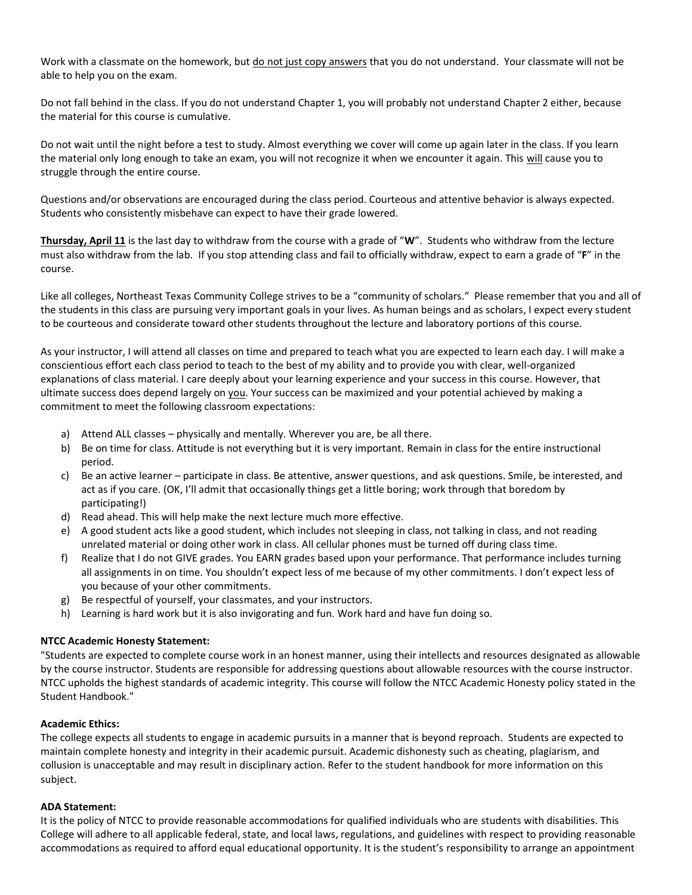Work with a classmate on the homework, but <u>do not just copy answers</u> that you do not understand. Your classmate will not be able to help you on the exam.

Do not fall behind in the class. If you do not understand Chapter 1, you will probably not understand Chapter 2 either, because the material for this course is cumulative.

Do not wait until the night before a test to study. Almost everything we cover will come up again later in the class. If you learn the material only long enough to take an exam, you will not recognize it when we encounter it again. This <u>will</u> cause you to struggle through the entire course.

Questions and/or observations are encouraged during the class period. Courteous and attentive behavior is always expected. Students who consistently misbehave can expect to have their grade lowered.

<u>**Thursday, April 11**</u> is the last day to withdraw from the course with a grade of "**W**". Students who withdraw from the lecture must also withdraw from the lab. If you stop attending class and fail to officially withdraw, expect to earn a grade of "**F**" in the course.

Like all colleges, Northeast Texas Community College strives to be a "community of scholars." Please remember that you and all of the students in this class are pursuing very important goals in your lives. As human beings and as scholars, I expect every student to be courteous and considerate toward other students throughout the lecture and laboratory portions of this course.

As your instructor, I will attend all classes on time and prepared to teach what you are expected to learn each day. I will make a conscientious effort each class period to teach to the best of my ability and to provide you with clear, well-organized explanations of class material. I care deeply about your learning experience and your success in this course. However, that ultimate success does depend largely on <u>you</u>. Your success can be maximized and your potential achieved by making a commitment to meet the following classroom expectations:

a) Attend ALL classes – physically and mentally. Wherever you are, be all there.
b) Be on time for class. Attitude is not everything but it is very important. Remain in class for the entire instructional period.
c) Be an active learner – participate in class. Be attentive, answer questions, and ask questions. Smile, be interested, and act as if you care. (OK, I'll admit that occasionally things get a little boring; work through that boredom by participating!)
d) Read ahead. This will help make the next lecture much more effective.
e) A good student acts like a good student, which includes not sleeping in class, not talking in class, and not reading unrelated material or doing other work in class. All cellular phones must be turned off during class time.
f) Realize that I do not GIVE grades. You EARN grades based upon your performance. That performance includes turning all assignments in on time. You shouldn't expect less of me because of my other commitments. I don't expect less of you because of your other commitments.
g) Be respectful of yourself, your classmates, and your instructors.
h) Learning is hard work but it is also invigorating and fun. Work hard and have fun doing so.

**NTCC Academic Honesty Statement:**
"Students are expected to complete course work in an honest manner, using their intellects and resources designated as allowable by the course instructor. Students are responsible for addressing questions about allowable resources with the course instructor. NTCC upholds the highest standards of academic integrity. This course will follow the NTCC Academic Honesty policy stated in the Student Handbook."

**Academic Ethics:**
The college expects all students to engage in academic pursuits in a manner that is beyond reproach. Students are expected to maintain complete honesty and integrity in their academic pursuit. Academic dishonesty such as cheating, plagiarism, and collusion is unacceptable and may result in disciplinary action. Refer to the student handbook for more information on this subject.

**ADA Statement:**
It is the policy of NTCC to provide reasonable accommodations for qualified individuals who are students with disabilities. This College will adhere to all applicable federal, state, and local laws, regulations, and guidelines with respect to providing reasonable accommodations as required to afford equal educational opportunity. It is the student's responsibility to arrange an appointment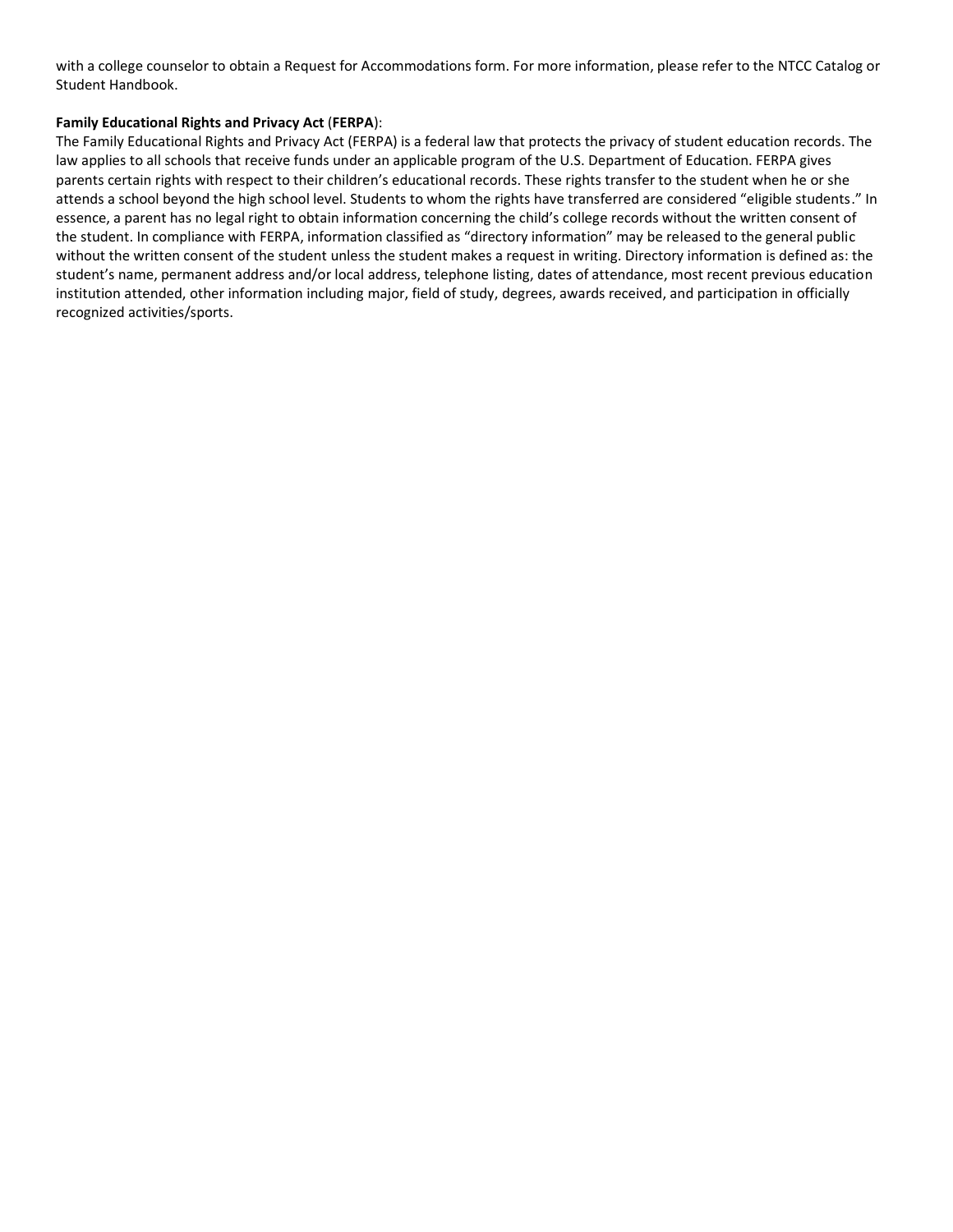with a college counselor to obtain a Request for Accommodations form. For more information, please refer to the NTCC Catalog or Student Handbook.

**Family Educational Rights and Privacy Act** (**FERPA**):

The Family Educational Rights and Privacy Act (FERPA) is a federal law that protects the privacy of student education records. The law applies to all schools that receive funds under an applicable program of the U.S. Department of Education. FERPA gives parents certain rights with respect to their children's educational records. These rights transfer to the student when he or she attends a school beyond the high school level. Students to whom the rights have transferred are considered "eligible students." In essence, a parent has no legal right to obtain information concerning the child's college records without the written consent of the student. In compliance with FERPA, information classified as "directory information" may be released to the general public without the written consent of the student unless the student makes a request in writing. Directory information is defined as: the student's name, permanent address and/or local address, telephone listing, dates of attendance, most recent previous education institution attended, other information including major, field of study, degrees, awards received, and participation in officially recognized activities/sports.